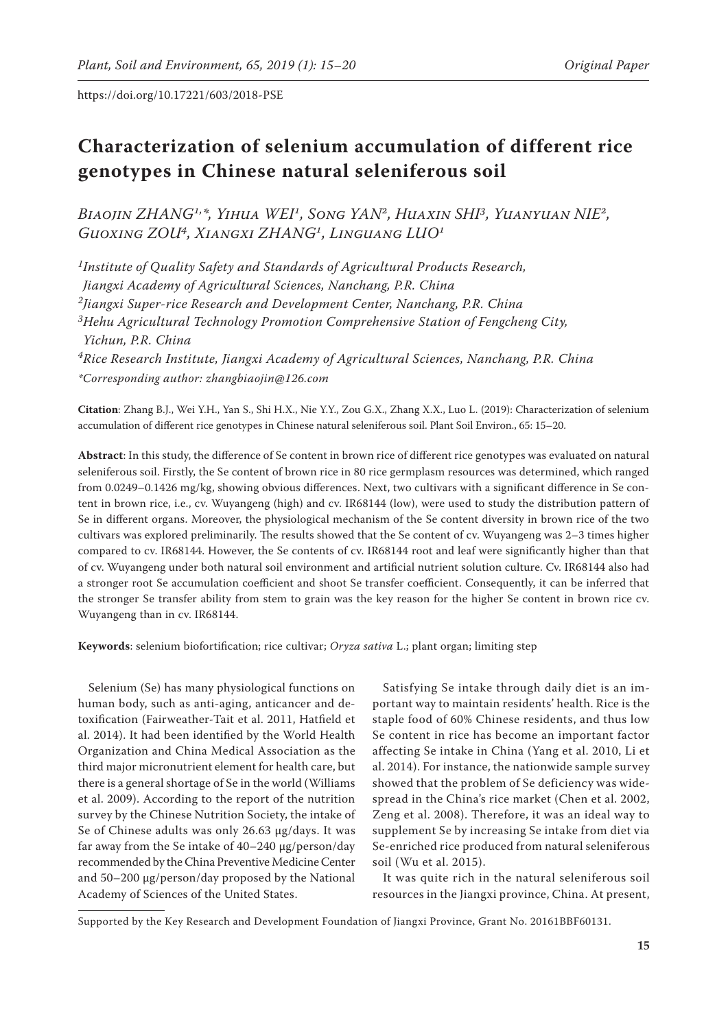https://doi.org/10.17221/603/2018-PSE

# Characterization of selenium accumulation of different rice genotypes in Chinese natural seleniferous soil

*Biaojin ZHANG[1,*], Yihua WEI[1], Song YAN[2], Huaxin SHI[3], Yuanyuan NIE[2], Guoxing ZOU[4], Xiangxi ZHANG[1], Linguang LUO[1]*

*[1]Institute of Quality Safety and Standards of Agricultural Products Research, Jiangxi Academy of Agricultural Sciences, Nanchang, P.R. China*
*[2]Jiangxi Super-rice Research and Development Center, Nanchang, P.R. China*
*[3]Hehu Agricultural Technology Promotion Comprehensive Station of Fengcheng City, Yichun, P.R. China*
*[4]Rice Research Institute, Jiangxi Academy of Agricultural Sciences, Nanchang, P.R. China*
**Corresponding author: zhangbiaojin@126.com*

**Citation**: Zhang B.J., Wei Y.H., Yan S., Shi H.X., Nie Y.Y., Zou G.X., Zhang X.X., Luo L. (2019): Characterization of selenium accumulation of different rice genotypes in Chinese natural seleniferous soil. Plant Soil Environ., 65: 15–20.

**Abstract**: In this study, the difference of Se content in brown rice of different rice genotypes was evaluated on natural seleniferous soil. Firstly, the Se content of brown rice in 80 rice germplasm resources was determined, which ranged from 0.0249–0.1426 mg/kg, showing obvious differences. Next, two cultivars with a significant difference in Se content in brown rice, i.e., cv. Wuyangeng (high) and cv. IR68144 (low), were used to study the distribution pattern of Se in different organs. Moreover, the physiological mechanism of the Se content diversity in brown rice of the two cultivars was explored preliminarily. The results showed that the Se content of cv. Wuyangeng was 2–3 times higher compared to cv. IR68144. However, the Se contents of cv. IR68144 root and leaf were significantly higher than that of cv. Wuyangeng under both natural soil environment and artificial nutrient solution culture. Cv. IR68144 also had a stronger root Se accumulation coefficient and shoot Se transfer coefficient. Consequently, it can be inferred that the stronger Se transfer ability from stem to grain was the key reason for the higher Se content in brown rice cv. Wuyangeng than in cv. IR68144.

**Keywords**: selenium biofortification; rice cultivar; *Oryza sativa* L.; plant organ; limiting step

Selenium (Se) has many physiological functions on human body, such as anti-aging, anticancer and detoxification (Fairweather-Tait et al. 2011, Hatfield et al. 2014). It had been identified by the World Health Organization and China Medical Association as the third major micronutrient element for health care, but there is a general shortage of Se in the world (Williams et al. 2009). According to the report of the nutrition survey by the Chinese Nutrition Society, the intake of Se of Chinese adults was only 26.63 μg/days. It was far away from the Se intake of 40–240 μg/person/day recommended by the China Preventive Medicine Center and 50–200 μg/person/day proposed by the National Academy of Sciences of the United States.

Satisfying Se intake through daily diet is an important way to maintain residents' health. Rice is the staple food of 60% Chinese residents, and thus low Se content in rice has become an important factor affecting Se intake in China (Yang et al. 2010, Li et al. 2014). For instance, the nationwide sample survey showed that the problem of Se deficiency was widespread in the China's rice market (Chen et al. 2002, Zeng et al. 2008). Therefore, it was an ideal way to supplement Se by increasing Se intake from diet via Se-enriched rice produced from natural seleniferous soil (Wu et al. 2015).

It was quite rich in the natural seleniferous soil resources in the Jiangxi province, China. At present,

Supported by the Key Research and Development Foundation of Jiangxi Province, Grant No. 20161BBF60131.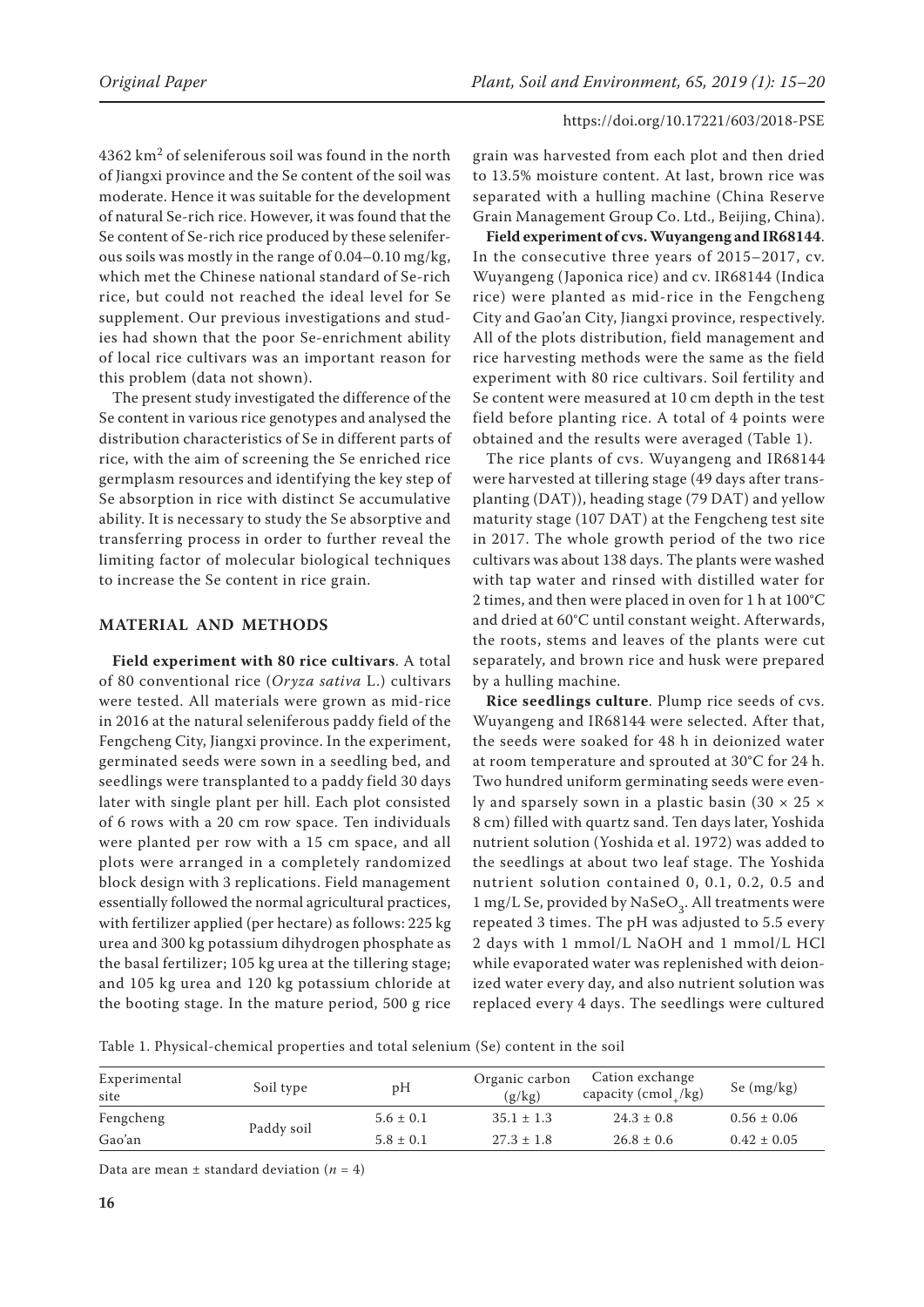4362 $km^2$ of seleniferous soil was found in the north of Jiangxi province and the Se content of the soil was moderate. Hence it was suitable for the development of natural Se-rich rice. However, it was found that the Se content of Se-rich rice produced by these seleniferous soils was mostly in the range of 0.04–0.10 mg/kg, which met the Chinese national standard of Se-rich rice, but could not reached the ideal level for Se supplement. Our previous investigations and studies had shown that the poor Se-enrichment ability of local rice cultivars was an important reason for this problem (data not shown).

The present study investigated the difference of the Se content in various rice genotypes and analysed the distribution characteristics of Se in different parts of rice, with the aim of screening the Se enriched rice germplasm resources and identifying the key step of Se absorption in rice with distinct Se accumulative ability. It is necessary to study the Se absorptive and transferring process in order to further reveal the limiting factor of molecular biological techniques to increase the Se content in rice grain.

## MATERIAL AND METHODS

**Field experiment with 80 rice cultivars**. A total of 80 conventional rice (*Oryza sativa* L.) cultivars were tested. All materials were grown as mid-rice in 2016 at the natural seleniferous paddy field of the Fengcheng City, Jiangxi province. In the experiment, germinated seeds were sown in a seedling bed, and seedlings were transplanted to a paddy field 30 days later with single plant per hill. Each plot consisted of 6 rows with a 20 cm row space. Ten individuals were planted per row with a 15 cm space, and all plots were arranged in a completely randomized block design with 3 replications. Field management essentially followed the normal agricultural practices, with fertilizer applied (per hectare) as follows: 225 kg urea and 300 kg potassium dihydrogen phosphate as the basal fertilizer; 105 kg urea at the tillering stage; and 105 kg urea and 120 kg potassium chloride at the booting stage. In the mature period, 500 g rice grain was harvested from each plot and then dried to 13.5% moisture content. At last, brown rice was separated with a hulling machine (China Reserve Grain Management Group Co. Ltd., Beijing, China).

**Field experiment of cvs. Wuyangeng and IR68144**. In the consecutive three years of 2015–2017, cv. Wuyangeng (Japonica rice) and cv. IR68144 (Indica rice) were planted as mid-rice in the Fengcheng City and Gao'an City, Jiangxi province, respectively. All of the plots distribution, field management and rice harvesting methods were the same as the field experiment with 80 rice cultivars. Soil fertility and Se content were measured at 10 cm depth in the test field before planting rice. A total of 4 points were obtained and the results were averaged (Table 1).

The rice plants of cvs. Wuyangeng and IR68144 were harvested at tillering stage (49 days after transplanting (DAT)), heading stage (79 DAT) and yellow maturity stage (107 DAT) at the Fengcheng test site in 2017. The whole growth period of the two rice cultivars was about 138 days. The plants were washed with tap water and rinsed with distilled water for 2 times, and then were placed in oven for 1 h at 100°C and dried at 60°C until constant weight. Afterwards, the roots, stems and leaves of the plants were cut separately, and brown rice and husk were prepared by a hulling machine.

**Rice seedlings culture**. Plump rice seeds of cvs. Wuyangeng and IR68144 were selected. After that, the seeds were soaked for 48 h in deionized water at room temperature and sprouted at 30°C for 24 h. Two hundred uniform germinating seeds were evenly and sparsely sown in a plastic basin (30 × 25 × 8 cm) filled with quartz sand. Ten days later, Yoshida nutrient solution (Yoshida et al. 1972) was added to the seedlings at about two leaf stage. The Yoshida nutrient solution contained 0, 0.1, 0.2, 0.5 and 1 mg/L Se, provided by $NaSeO_3$. All treatments were repeated 3 times. The pH was adjusted to 5.5 every 2 days with 1 mmol/L NaOH and 1 mmol/L HCl while evaporated water was replenished with deionized water every day, and also nutrient solution was replaced every 4 days. The seedlings were cultured

Table 1. Physical-chemical properties and total selenium (Se) content in the soil

| Experimental site | Soil type | pH | Organic carbon (g/kg) | Cation exchange capacity ($cmol_+$/kg) | Se (mg/kg) |
|---|---|---|---|---|---|
| Fengcheng | Paddy soil | 5.6 ± 0.1 | 35.1 ± 1.3 | 24.3 ± 0.8 | 0.56 ± 0.06 |
| Gao'an | | 5.8 ± 0.1 | 27.3 ± 1.8 | 26.8 ± 0.6 | 0.42 ± 0.05 |

Data are mean ± standard deviation ($n = 4$)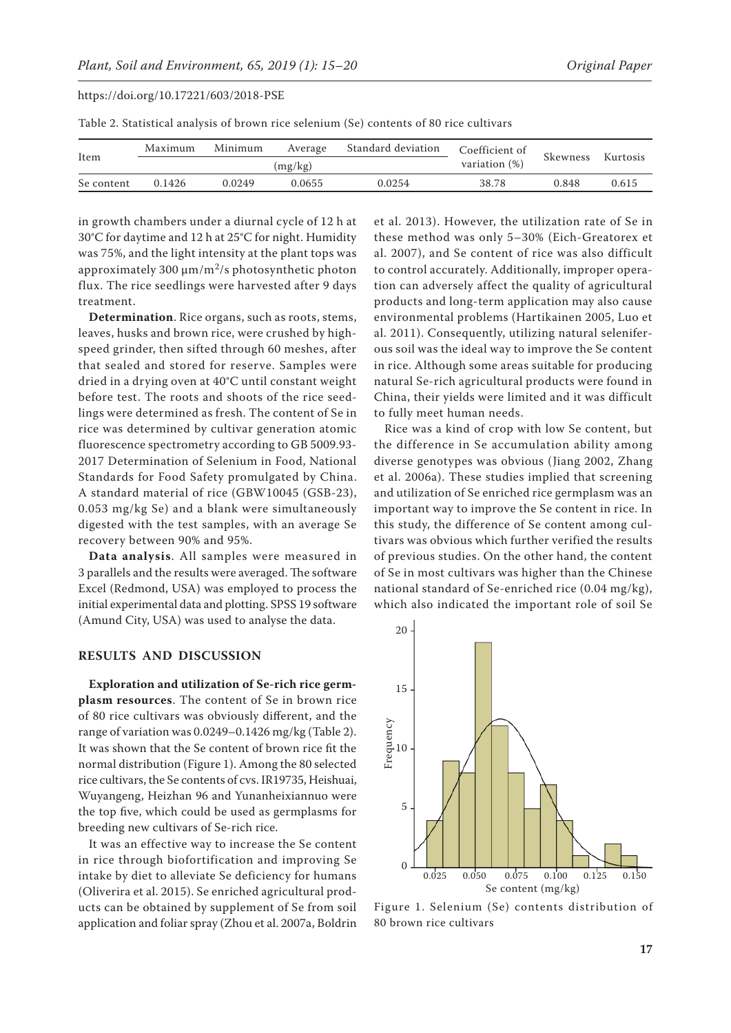Table 2. Statistical analysis of brown rice selenium (Se) contents of 80 rice cultivars

| Item | Maximum | Minimum | Average | Standard deviation | Coefficient of variation (%) | Skewness | Kurtosis |
|---|---|---|---|---|---|---|---|
| | (mg/kg) | | | | | | |
| Se content | 0.1426 | 0.0249 | 0.0655 | 0.0254 | 38.78 | 0.848 | 0.615 |

in growth chambers under a diurnal cycle of 12 h at 30°C for daytime and 12 h at 25°C for night. Humidity was 75%, and the light intensity at the plant tops was approximately 300 μm/m$^2$/s photosynthetic photon flux. The rice seedlings were harvested after 9 days treatment.

**Determination**. Rice organs, such as roots, stems, leaves, husks and brown rice, were crushed by high-speed grinder, then sifted through 60 meshes, after that sealed and stored for reserve. Samples were dried in a drying oven at 40°C until constant weight before test. The roots and shoots of the rice seedlings were determined as fresh. The content of Se in rice was determined by cultivar generation atomic fluorescence spectrometry according to GB 5009.93-2017 Determination of Selenium in Food, National Standards for Food Safety promulgated by China. A standard material of rice (GBW10045 (GSB-23), 0.053 mg/kg Se) and a blank were simultaneously digested with the test samples, with an average Se recovery between 90% and 95%.

**Data analysis**. All samples were measured in 3 parallels and the results were averaged. The software Excel (Redmond, USA) was employed to process the initial experimental data and plotting. SPSS 19 software (Amund City, USA) was used to analyse the data.

## RESULTS AND DISCUSSION

**Exploration and utilization of Se-rich rice germplasm resources**. The content of Se in brown rice of 80 rice cultivars was obviously different, and the range of variation was 0.0249–0.1426 mg/kg (Table 2). It was shown that the Se content of brown rice fit the normal distribution (Figure 1). Among the 80 selected rice cultivars, the Se contents of cvs. IR19735, Heishuai, Wuyangeng, Heizhan 96 and Yunanheixiannuo were the top five, which could be used as germplasms for breeding new cultivars of Se-rich rice.

It was an effective way to increase the Se content in rice through biofortification and improving Se intake by diet to alleviate Se deficiency for humans (Oliverira et al. 2015). Se enriched agricultural products can be obtained by supplement of Se from soil application and foliar spray (Zhou et al. 2007a, Boldrin et al. 2013). However, the utilization rate of Se in these method was only 5–30% (Eich-Greatorex et al. 2007), and Se content of rice was also difficult to control accurately. Additionally, improper operation can adversely affect the quality of agricultural products and long-term application may also cause environmental problems (Hartikainen 2005, Luo et al. 2011). Consequently, utilizing natural seleniferous soil was the ideal way to improve the Se content in rice. Although some areas suitable for producing natural Se-rich agricultural products were found in China, their yields were limited and it was difficult to fully meet human needs.

Rice was a kind of crop with low Se content, but the difference in Se accumulation ability among diverse genotypes was obvious (Jiang 2002, Zhang et al. 2006a). These studies implied that screening and utilization of Se enriched rice germplasm was an important way to improve the Se content in rice. In this study, the difference of Se content among cultivars was obvious which further verified the results of previous studies. On the other hand, the content of Se in most cultivars was higher than the Chinese national standard of Se-enriched rice (0.04 mg/kg), which also indicated the important role of soil Se

Figure 1. Selenium (Se) contents distribution of 80 brown rice cultivars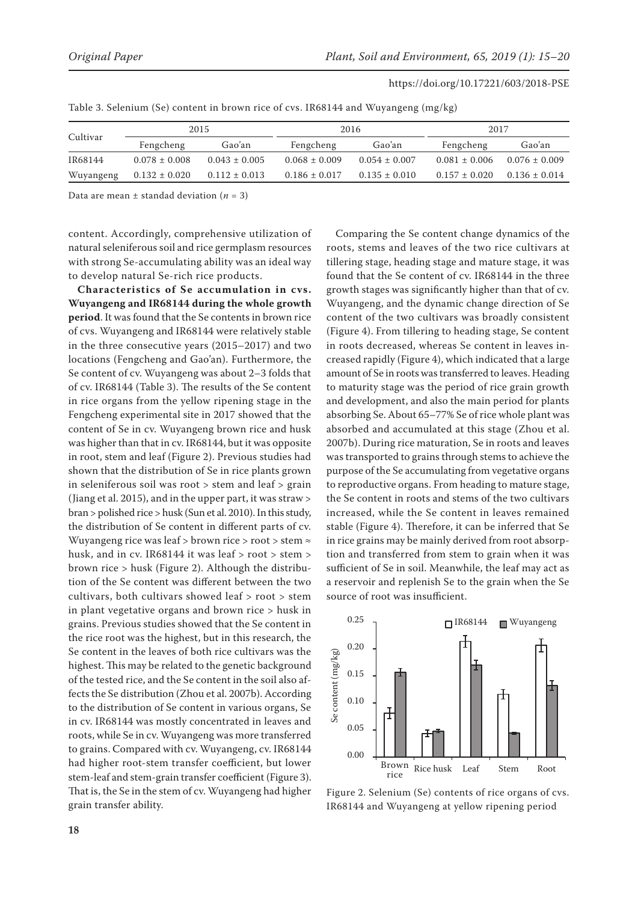Table 3. Selenium (Se) content in brown rice of cvs. IR68144 and Wuyangeng (mg/kg)

| Cultivar | 2015 | | 2016 | | 2017 | |
|---|---|---|---|---|---|---|
| | Fengcheng | Gao'an | Fengcheng | Gao'an | Fengcheng | Gao'an |
| IR68144 | 0.078 ± 0.008 | 0.043 ± 0.005 | 0.068 ± 0.009 | 0.054 ± 0.007 | 0.081 ± 0.006 | 0.076 ± 0.009 |
| Wuyangeng | 0.132 ± 0.020 | 0.112 ± 0.013 | 0.186 ± 0.017 | 0.135 ± 0.010 | 0.157 ± 0.020 | 0.136 ± 0.014 |

Data are mean ± standad deviation ($n = 3$)

content. Accordingly, comprehensive utilization of natural seleniferous soil and rice germplasm resources with strong Se-accumulating ability was an ideal way to develop natural Se-rich rice products.

**Characteristics of Se accumulation in cvs. Wuyangeng and IR68144 during the whole growth period**. It was found that the Se contents in brown rice of cvs. Wuyangeng and IR68144 were relatively stable in the three consecutive years (2015–2017) and two locations (Fengcheng and Gao'an). Furthermore, the Se content of cv. Wuyangeng was about 2–3 folds that of cv. IR68144 (Table 3). The results of the Se content in rice organs from the yellow ripening stage in the Fengcheng experimental site in 2017 showed that the content of Se in cv. Wuyangeng brown rice and husk was higher than that in cv. IR68144, but it was opposite in root, stem and leaf (Figure 2). Previous studies had shown that the distribution of Se in rice plants grown in seleniferous soil was root > stem and leaf > grain (Jiang et al. 2015), and in the upper part, it was straw > bran > polished rice > husk (Sun et al. 2010). In this study, the distribution of Se content in different parts of cv. Wuyangeng rice was leaf > brown rice > root > stem ≈ husk, and in cv. IR68144 it was leaf > root > stem > brown rice > husk (Figure 2). Although the distribution of the Se content was different between the two cultivars, both cultivars showed leaf > root > stem in plant vegetative organs and brown rice > husk in grains. Previous studies showed that the Se content in the rice root was the highest, but in this research, the Se content in the leaves of both rice cultivars was the highest. This may be related to the genetic background of the tested rice, and the Se content in the soil also affects the Se distribution (Zhou et al. 2007b). According to the distribution of Se content in various organs, Se in cv. IR68144 was mostly concentrated in leaves and roots, while Se in cv. Wuyangeng was more transferred to grains. Compared with cv. Wuyangeng, cv. IR68144 had higher root-stem transfer coefficient, but lower stem-leaf and stem-grain transfer coefficient (Figure 3). That is, the Se in the stem of cv. Wuyangeng had higher grain transfer ability.

Comparing the Se content change dynamics of the roots, stems and leaves of the two rice cultivars at tillering stage, heading stage and mature stage, it was found that the Se content of cv. IR68144 in the three growth stages was significantly higher than that of cv. Wuyangeng, and the dynamic change direction of Se content of the two cultivars was broadly consistent (Figure 4). From tillering to heading stage, Se content in roots decreased, whereas Se content in leaves increased rapidly (Figure 4), which indicated that a large amount of Se in roots was transferred to leaves. Heading to maturity stage was the period of rice grain growth and development, and also the main period for plants absorbing Se. About 65–77% Se of rice whole plant was absorbed and accumulated at this stage (Zhou et al. 2007b). During rice maturation, Se in roots and leaves was transported to grains through stems to achieve the purpose of the Se accumulating from vegetative organs to reproductive organs. From heading to mature stage, the Se content in roots and stems of the two cultivars increased, while the Se content in leaves remained stable (Figure 4). Therefore, it can be inferred that Se in rice grains may be mainly derived from root absorption and transferred from stem to grain when it was sufficient of Se in soil. Meanwhile, the leaf may act as a reservoir and replenish Se to the grain when the Se source of root was insufficient.

Figure 2. Selenium (Se) contents of rice organs of cvs. IR68144 and Wuyangeng at yellow ripening period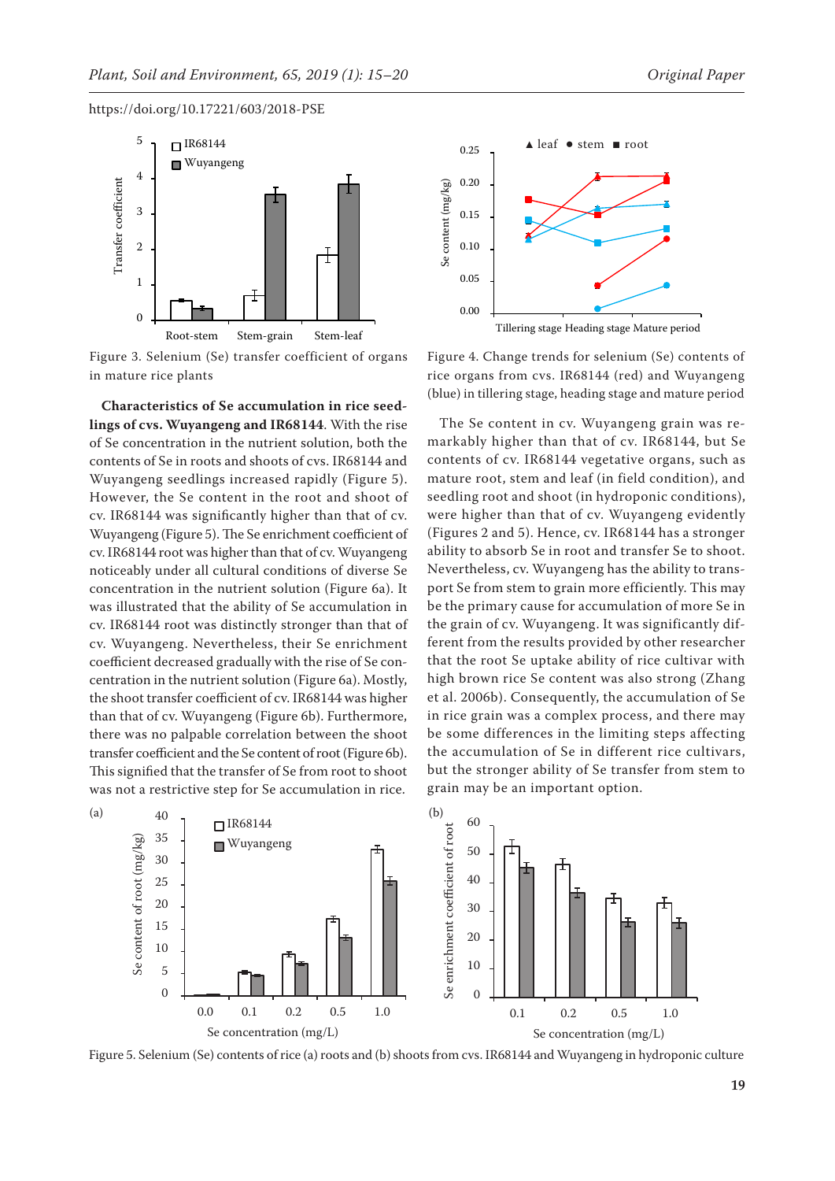Figure 3. Selenium (Se) transfer coefficient of organs in mature rice plants

Figure 4. Change trends for selenium (Se) contents of rice organs from cvs. IR68144 (red) and Wuyangeng (blue) in tillering stage, heading stage and mature period

**Characteristics of Se accumulation in rice seedlings of cvs. Wuyangeng and IR68144**. With the rise of Se concentration in the nutrient solution, both the contents of Se in roots and shoots of cvs. IR68144 and Wuyangeng seedlings increased rapidly (Figure 5). However, the Se content in the root and shoot of cv. IR68144 was significantly higher than that of cv. Wuyangeng (Figure 5). The Se enrichment coefficient of cv. IR68144 root was higher than that of cv. Wuyangeng noticeably under all cultural conditions of diverse Se concentration in the nutrient solution (Figure 6a). It was illustrated that the ability of Se accumulation in cv. IR68144 root was distinctly stronger than that of cv. Wuyangeng. Nevertheless, their Se enrichment coefficient decreased gradually with the rise of Se concentration in the nutrient solution (Figure 6a). Mostly, the shoot transfer coefficient of cv. IR68144 was higher than that of cv. Wuyangeng (Figure 6b). Furthermore, there was no palpable correlation between the shoot transfer coefficient and the Se content of root (Figure 6b). This signified that the transfer of Se from root to shoot was not a restrictive step for Se accumulation in rice.

The Se content in cv. Wuyangeng grain was remarkably higher than that of cv. IR68144, but Se contents of cv. IR68144 vegetative organs, such as mature root, stem and leaf (in field condition), and seedling root and shoot (in hydroponic conditions), were higher than that of cv. Wuyangeng evidently (Figures 2 and 5). Hence, cv. IR68144 has a stronger ability to absorb Se in root and transfer Se to shoot. Nevertheless, cv. Wuyangeng has the ability to transport Se from stem to grain more efficiently. This may be the primary cause for accumulation of more Se in the grain of cv. Wuyangeng. It was significantly different from the results provided by other researcher that the root Se uptake ability of rice cultivar with high brown rice Se content was also strong (Zhang et al. 2006b). Consequently, the accumulation of Se in rice grain was a complex process, and there may be some differences in the limiting steps affecting the accumulation of Se in different rice cultivars, but the stronger ability of Se transfer from stem to grain may be an important option.

Figure 5. Selenium (Se) contents of rice (a) roots and (b) shoots from cvs. IR68144 and Wuyangeng in hydroponic culture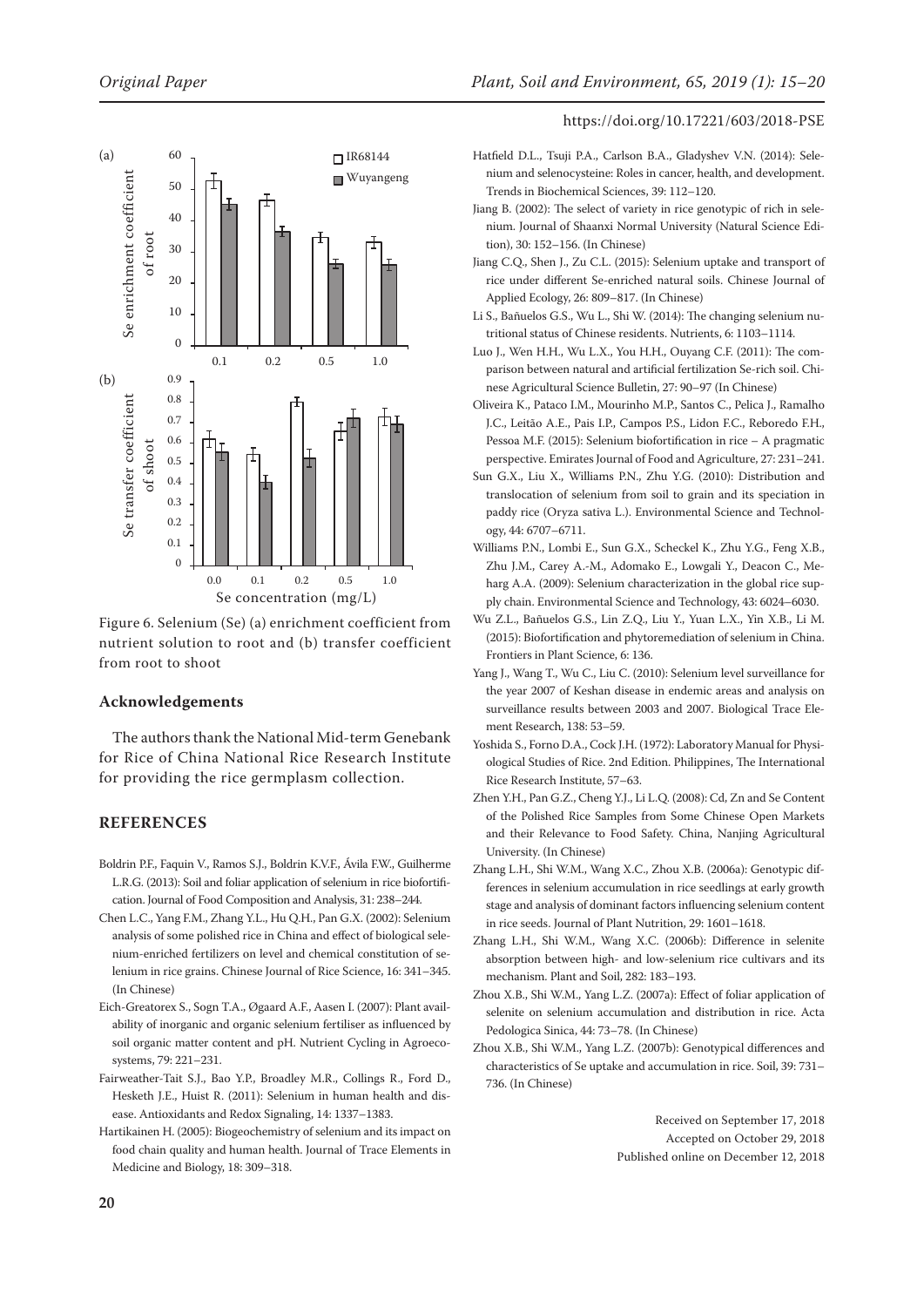(a)

Se enrichment coefficient of root

60
50
40
30
20
10
0

IR68144
Wuyangeng

0.1 0.2 0.5 1.0

(b)

Se transfer coefficient of shoot

0.9
0.8
0.7
0.6
0.5
0.4
0.3
0.2
0.1
0

0.0 0.1 0.2 0.5 1.0

Se concentration (mg/L)

Figure 6. Selenium (Se) (a) enrichment coefficient from nutrient solution to root and (b) transfer coefficient from root to shoot

## Acknowledgements

The authors thank the National Mid-term Genebank for Rice of China National Rice Research Institute for providing the rice germplasm collection.

## REFERENCES

Boldrin P.F., Faquin V., Ramos S.J., Boldrin K.V.F., Ávila F.W., Guilherme L.R.G. (2013): Soil and foliar application of selenium in rice biofortification. Journal of Food Composition and Analysis, 31: 238–244.

Chen L.C., Yang F.M., Zhang Y.L., Hu Q.H., Pan G.X. (2002): Selenium analysis of some polished rice in China and effect of biological selenium-enriched fertilizers on level and chemical constitution of selenium in rice grains. Chinese Journal of Rice Science, 16: 341–345. (In Chinese)

Eich-Greatorex S., Sogn T.A., Øgaard A.F., Aasen I. (2007): Plant availability of inorganic and organic selenium fertiliser as influenced by soil organic matter content and pH. Nutrient Cycling in Agroecosystems, 79: 221–231.

Fairweather-Tait S.J., Bao Y.P., Broadley M.R., Collings R., Ford D., Hesketh J.E., Huist R. (2011): Selenium in human health and disease. Antioxidants and Redox Signaling, 14: 1337–1383.

Hartikainen H. (2005): Biogeochemistry of selenium and its impact on food chain quality and human health. Journal of Trace Elements in Medicine and Biology, 18: 309–318.

Hatfield D.L., Tsuji P.A., Carlson B.A., Gladyshev V.N. (2014): Selenium and selenocysteine: Roles in cancer, health, and development. Trends in Biochemical Sciences, 39: 112–120.

Jiang B. (2002): The select of variety in rice genotypic of rich in selenium. Journal of Shaanxi Normal University (Natural Science Edition), 30: 152–156. (In Chinese)

Jiang C.Q., Shen J., Zu C.L. (2015): Selenium uptake and transport of rice under different Se-enriched natural soils. Chinese Journal of Applied Ecology, 26: 809–817. (In Chinese)

Li S., Bañuelos G.S., Wu L., Shi W. (2014): The changing selenium nutritional status of Chinese residents. Nutrients, 6: 1103–1114.

Luo J., Wen H.H., Wu L.X., You H.H., Ouyang C.F. (2011): The comparison between natural and artificial fertilization Se-rich soil. Chinese Agricultural Science Bulletin, 27: 90–97 (In Chinese)

Oliveira K., Pataco I.M., Mourinho M.P., Santos C., Pelica J., Ramalho J.C., Leitão A.E., Pais I.P., Campos P.S., Lidon F.C., Reboredo F.H., Pessoa M.F. (2015): Selenium biofortification in rice – A pragmatic perspective. Emirates Journal of Food and Agriculture, 27: 231–241.

Sun G.X., Liu X., Williams P.N., Zhu Y.G. (2010): Distribution and translocation of selenium from soil to grain and its speciation in paddy rice (Oryza sativa L.). Environmental Science and Technology, 44: 6707–6711.

Williams P.N., Lombi E., Sun G.X., Scheckel K., Zhu Y.G., Feng X.B., Zhu J.M., Carey A.-M., Adomako E., Lowgali Y., Deacon C., Meharg A.A. (2009): Selenium characterization in the global rice supply chain. Environmental Science and Technology, 43: 6024–6030.

Wu Z.L., Bañuelos G.S., Lin Z.Q., Liu Y., Yuan L.X., Yin X.B., Li M. (2015): Biofortification and phytoremediation of selenium in China. Frontiers in Plant Science, 6: 136.

Yang J., Wang T., Wu C., Liu C. (2010): Selenium level surveillance for the year 2007 of Keshan disease in endemic areas and analysis on surveillance results between 2003 and 2007. Biological Trace Element Research, 138: 53–59.

Yoshida S., Forno D.A., Cock J.H. (1972): Laboratory Manual for Physiological Studies of Rice. 2nd Edition. Philippines, The International Rice Research Institute, 57–63.

Zhen Y.H., Pan G.Z., Cheng Y.J., Li L.Q. (2008): Cd, Zn and Se Content of the Polished Rice Samples from Some Chinese Open Markets and their Relevance to Food Safety. China, Nanjing Agricultural University. (In Chinese)

Zhang L.H., Shi W.M., Wang X.C., Zhou X.B. (2006a): Genotypic differences in selenium accumulation in rice seedlings at early growth stage and analysis of dominant factors influencing selenium content in rice seeds. Journal of Plant Nutrition, 29: 1601–1618.

Zhang L.H., Shi W.M., Wang X.C. (2006b): Difference in selenite absorption between high- and low-selenium rice cultivars and its mechanism. Plant and Soil, 282: 183–193.

Zhou X.B., Shi W.M., Yang L.Z. (2007a): Effect of foliar application of selenite on selenium accumulation and distribution in rice. Acta Pedologica Sinica, 44: 73–78. (In Chinese)

Zhou X.B., Shi W.M., Yang L.Z. (2007b): Genotypical differences and characteristics of Se uptake and accumulation in rice. Soil, 39: 731–736. (In Chinese)

Received on September 17, 2018
Accepted on October 29, 2018
Published online on December 12, 2018